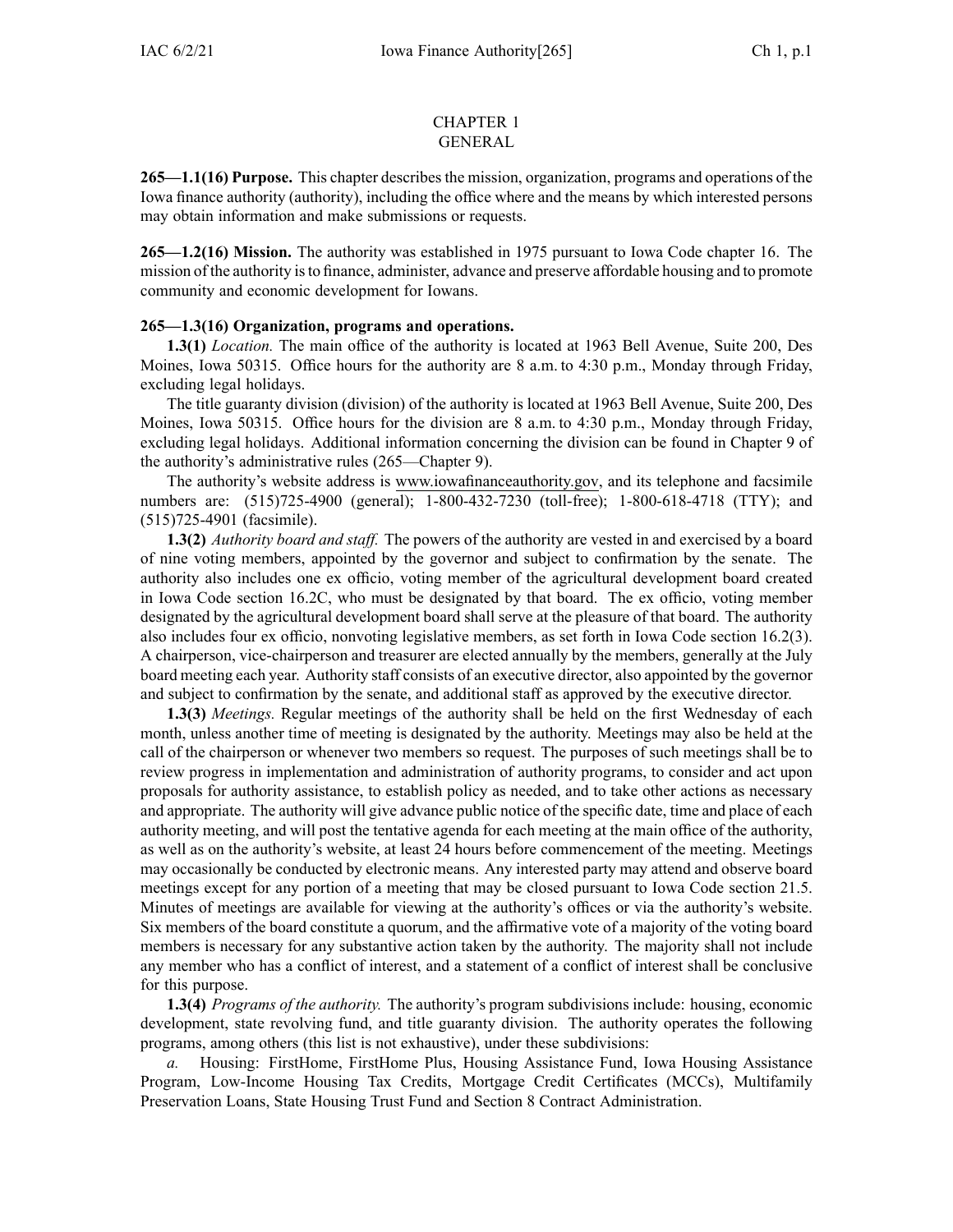# CHAPTER 1
## GENERAL

**265—1.1(16) Purpose.** This chapter describes the mission, organization, programs and operations of the Iowa finance authority (authority), including the office where and the means by which interested persons may obtain information and make submissions or requests.

**265—1.2(16) Mission.** The authority was established in 1975 pursuant to Iowa Code chapter 16. The mission of the authority is to finance, administer, advance and preserve affordable housing and to promote community and economic development for Iowans.

**265—1.3(16) Organization, programs and operations.**

**1.3(1)** *Location.* The main office of the authority is located at 1963 Bell Avenue, Suite 200, Des Moines, Iowa 50315. Office hours for the authority are 8 a.m. to 4:30 p.m., Monday through Friday, excluding legal holidays.

The title guaranty division (division) of the authority is located at 1963 Bell Avenue, Suite 200, Des Moines, Iowa 50315. Office hours for the division are 8 a.m. to 4:30 p.m., Monday through Friday, excluding legal holidays. Additional information concerning the division can be found in Chapter 9 of the authority's administrative rules (265—Chapter 9).

The authority's website address is www.iowafinanceauthority.gov, and its telephone and facsimile numbers are: (515)725-4900 (general); 1-800-432-7230 (toll-free); 1-800-618-4718 (TTY); and (515)725-4901 (facsimile).

**1.3(2)** *Authority board and staff.* The powers of the authority are vested in and exercised by a board of nine voting members, appointed by the governor and subject to confirmation by the senate. The authority also includes one ex officio, voting member of the agricultural development board created in Iowa Code section 16.2C, who must be designated by that board. The ex officio, voting member designated by the agricultural development board shall serve at the pleasure of that board. The authority also includes four ex officio, nonvoting legislative members, as set forth in Iowa Code section 16.2(3). A chairperson, vice-chairperson and treasurer are elected annually by the members, generally at the July board meeting each year. Authority staff consists of an executive director, also appointed by the governor and subject to confirmation by the senate, and additional staff as approved by the executive director.

**1.3(3)** *Meetings.* Regular meetings of the authority shall be held on the first Wednesday of each month, unless another time of meeting is designated by the authority. Meetings may also be held at the call of the chairperson or whenever two members so request. The purposes of such meetings shall be to review progress in implementation and administration of authority programs, to consider and act upon proposals for authority assistance, to establish policy as needed, and to take other actions as necessary and appropriate. The authority will give advance public notice of the specific date, time and place of each authority meeting, and will post the tentative agenda for each meeting at the main office of the authority, as well as on the authority's website, at least 24 hours before commencement of the meeting. Meetings may occasionally be conducted by electronic means. Any interested party may attend and observe board meetings except for any portion of a meeting that may be closed pursuant to Iowa Code section 21.5. Minutes of meetings are available for viewing at the authority's offices or via the authority's website. Six members of the board constitute a quorum, and the affirmative vote of a majority of the voting board members is necessary for any substantive action taken by the authority. The majority shall not include any member who has a conflict of interest, and a statement of a conflict of interest shall be conclusive for this purpose.

**1.3(4)** *Programs of the authority.* The authority's program subdivisions include: housing, economic development, state revolving fund, and title guaranty division. The authority operates the following programs, among others (this list is not exhaustive), under these subdivisions:

*a.* Housing: FirstHome, FirstHome Plus, Housing Assistance Fund, Iowa Housing Assistance Program, Low-Income Housing Tax Credits, Mortgage Credit Certificates (MCCs), Multifamily Preservation Loans, State Housing Trust Fund and Section 8 Contract Administration.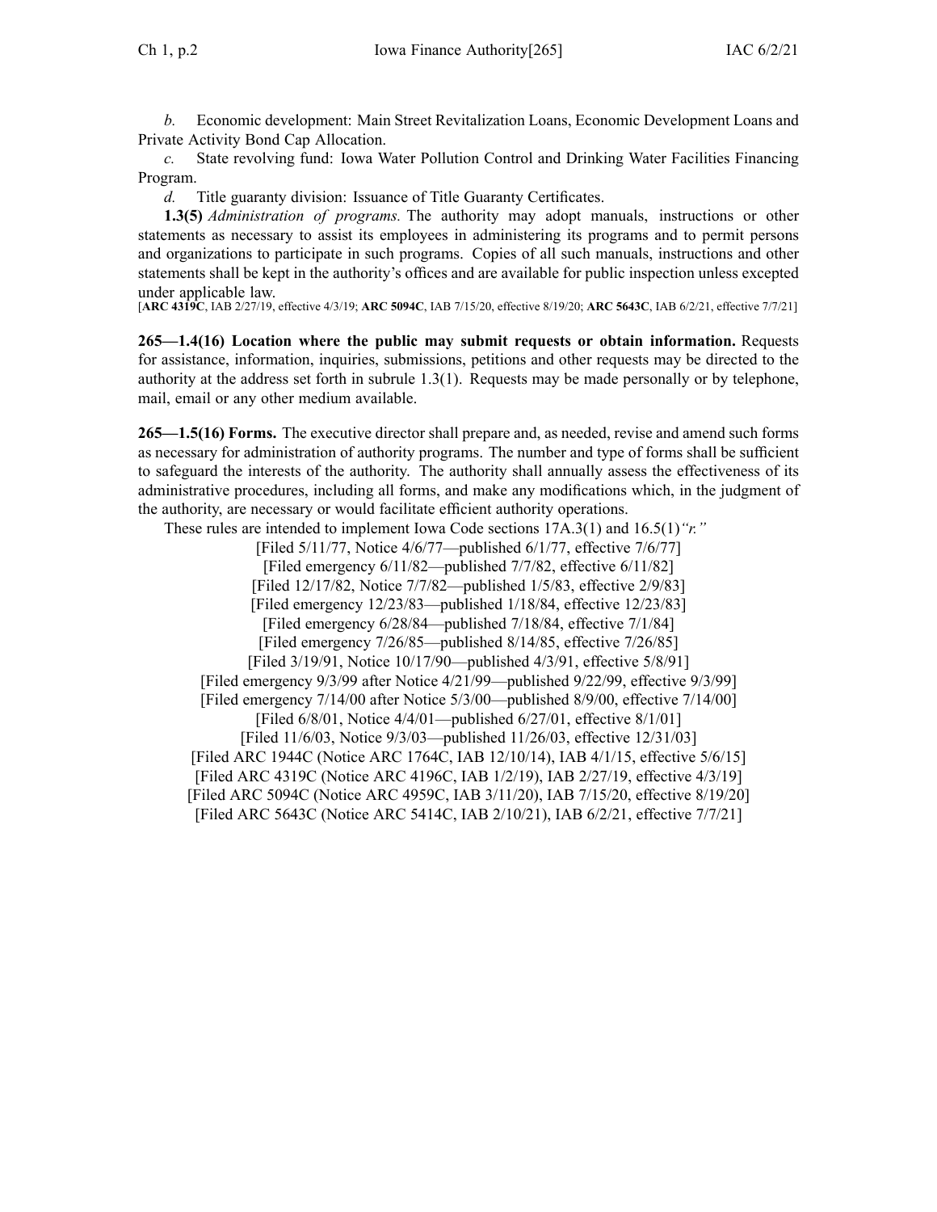*b.* Economic development: Main Street Revitalization Loans, Economic Development Loans and Private Activity Bond Cap Allocation.

*c.* State revolving fund: Iowa Water Pollution Control and Drinking Water Facilities Financing Program.

*d.* Title guaranty division: Issuance of Title Guaranty Certificates.

**1.3(5)** *Administration of programs.* The authority may adopt manuals, instructions or other statements as necessary to assist its employees in administering its programs and to permit persons and organizations to participate in such programs. Copies of all such manuals, instructions and other statements shall be kept in the authority's offices and are available for public inspection unless excepted under applicable law.

[**ARC 4319C**, IAB 2/27/19, effective 4/3/19; **ARC 5094C**, IAB 7/15/20, effective 8/19/20; **ARC 5643C**, IAB 6/2/21, effective 7/7/21]

**265—1.4(16) Location where the public may submit requests or obtain information.** Requests for assistance, information, inquiries, submissions, petitions and other requests may be directed to the authority at the address set forth in subrule 1.3(1). Requests may be made personally or by telephone, mail, email or any other medium available.

**265—1.5(16) Forms.** The executive director shall prepare and, as needed, revise and amend such forms as necessary for administration of authority programs. The number and type of forms shall be sufficient to safeguard the interests of the authority. The authority shall annually assess the effectiveness of its administrative procedures, including all forms, and make any modifications which, in the judgment of the authority, are necessary or would facilitate efficient authority operations.

These rules are intended to implement Iowa Code sections 17A.3(1) and 16.5(1)*"r."*

[Filed 5/11/77, Notice 4/6/77—published 6/1/77, effective 7/6/77]
[Filed emergency 6/11/82—published 7/7/82, effective 6/11/82]
[Filed 12/17/82, Notice 7/7/82—published 1/5/83, effective 2/9/83]
[Filed emergency 12/23/83—published 1/18/84, effective 12/23/83]
[Filed emergency 6/28/84—published 7/18/84, effective 7/1/84]
[Filed emergency 7/26/85—published 8/14/85, effective 7/26/85]
[Filed 3/19/91, Notice 10/17/90—published 4/3/91, effective 5/8/91]
[Filed emergency 9/3/99 after Notice 4/21/99—published 9/22/99, effective 9/3/99]
[Filed emergency 7/14/00 after Notice 5/3/00—published 8/9/00, effective 7/14/00]
[Filed 6/8/01, Notice 4/4/01—published 6/27/01, effective 8/1/01]
[Filed 11/6/03, Notice 9/3/03—published 11/26/03, effective 12/31/03]
[Filed ARC 1944C (Notice ARC 1764C, IAB 12/10/14), IAB 4/1/15, effective 5/6/15]
[Filed ARC 4319C (Notice ARC 4196C, IAB 1/2/19), IAB 2/27/19, effective 4/3/19]
[Filed ARC 5094C (Notice ARC 4959C, IAB 3/11/20), IAB 7/15/20, effective 8/19/20]
[Filed ARC 5643C (Notice ARC 5414C, IAB 2/10/21), IAB 6/2/21, effective 7/7/21]